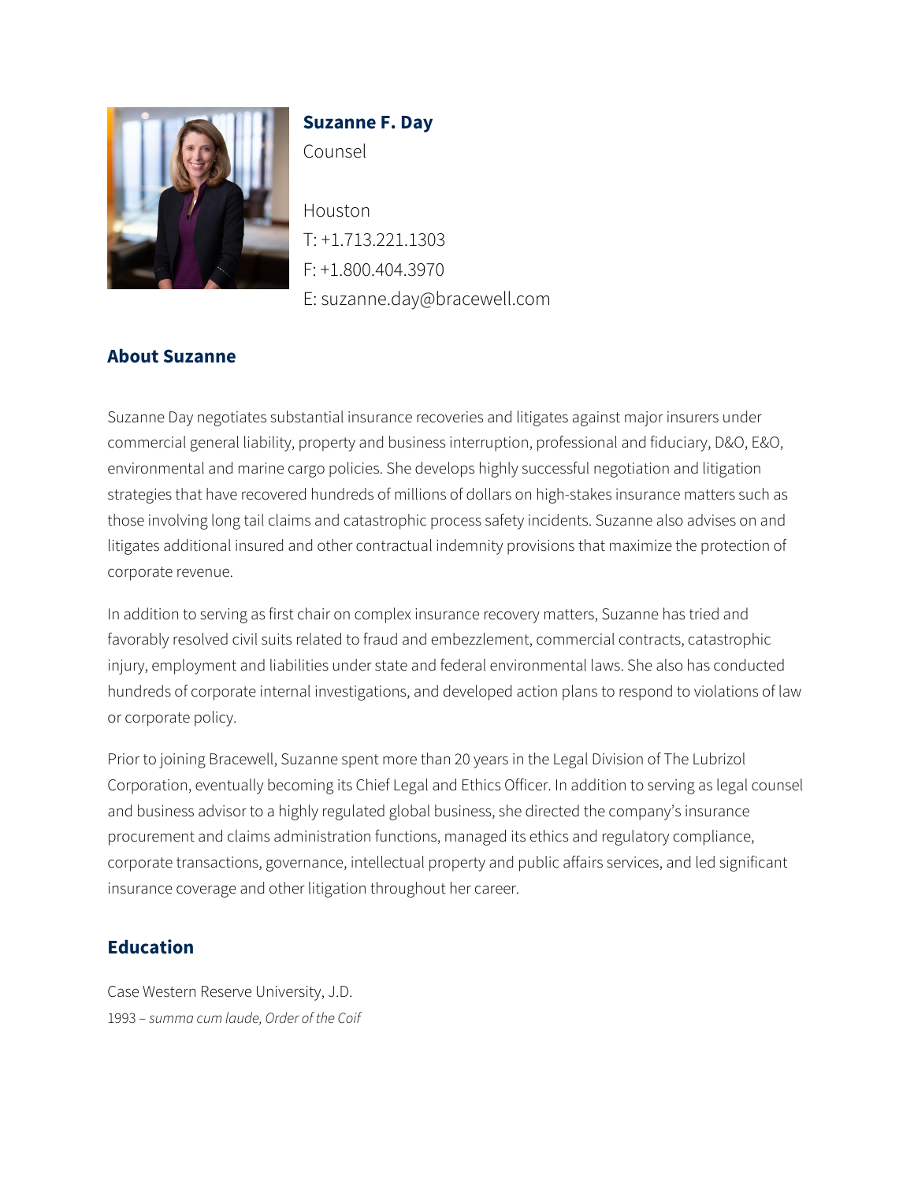# Suzanne F. Day

Counsel

Houston
T: +1.713.221.1303
F: +1.800.404.3970
E: suzanne.day@bracewell.com

## About Suzanne

Suzanne Day negotiates substantial insurance recoveries and litigates against major insurers under commercial general liability, property and business interruption, professional and fiduciary, D&O, E&O, environmental and marine cargo policies. She develops highly successful negotiation and litigation strategies that have recovered hundreds of millions of dollars on high-stakes insurance matters such as those involving long tail claims and catastrophic process safety incidents. Suzanne also advises on and litigates additional insured and other contractual indemnity provisions that maximize the protection of corporate revenue.

In addition to serving as first chair on complex insurance recovery matters, Suzanne has tried and favorably resolved civil suits related to fraud and embezzlement, commercial contracts, catastrophic injury, employment and liabilities under state and federal environmental laws. She also has conducted hundreds of corporate internal investigations, and developed action plans to respond to violations of law or corporate policy.

Prior to joining Bracewell, Suzanne spent more than 20 years in the Legal Division of The Lubrizol Corporation, eventually becoming its Chief Legal and Ethics Officer. In addition to serving as legal counsel and business advisor to a highly regulated global business, she directed the company's insurance procurement and claims administration functions, managed its ethics and regulatory compliance, corporate transactions, governance, intellectual property and public affairs services, and led significant insurance coverage and other litigation throughout her career.

## Education

Case Western Reserve University, J.D.
1993 – *summa cum laude, Order of the Coif*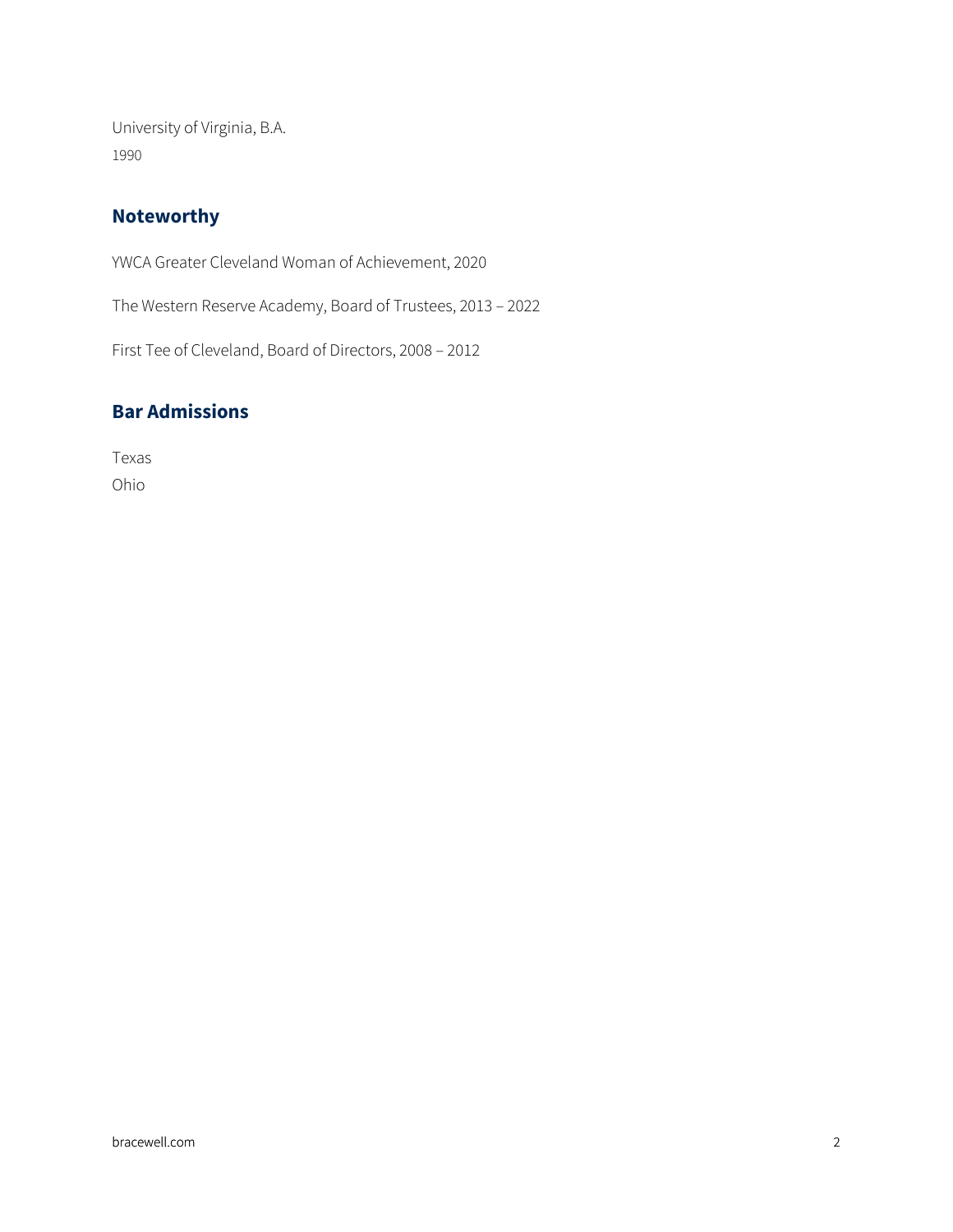University of Virginia, B.A.
1990

## Noteworthy

YWCA Greater Cleveland Woman of Achievement, 2020

The Western Reserve Academy, Board of Trustees, 2013 – 2022

First Tee of Cleveland, Board of Directors, 2008 – 2012

## Bar Admissions

Texas
Ohio